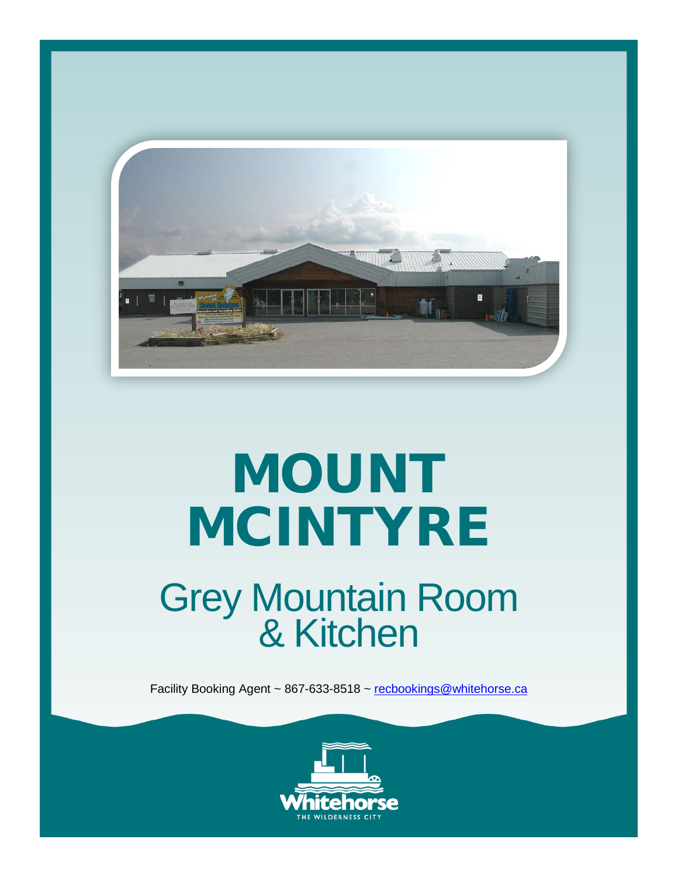# MOUNT MCINTYRE

## Grey Mountain Room & Kitchen

Facility Booking Agent ~ 867-633-8518 ~ recbookings@whitehorse.ca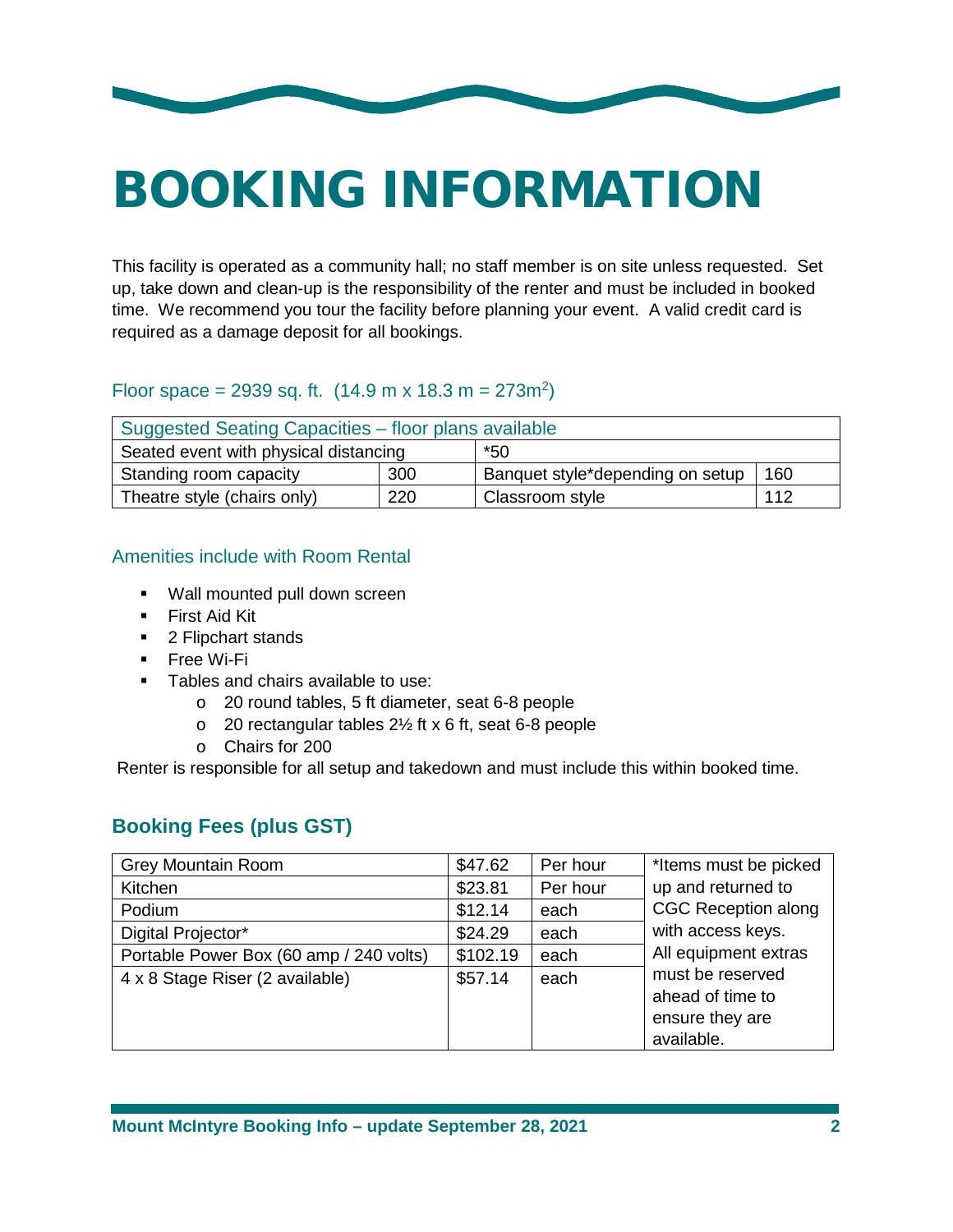# BOOKING INFORMATION

This facility is operated as a community hall; no staff member is on site unless requested. Set up, take down and clean-up is the responsibility of the renter and must be included in booked time. We recommend you tour the facility before planning your event. A valid credit card is required as a damage deposit for all bookings.

### Floor space = 2939 sq. ft. (14.9 m x 18.3 m = 273m$^2$)

| Suggested Seating Capacities – floor plans available | | | |
|---|---|---|---|
| Seated event with physical distancing | | *50 | |
| Standing room capacity | 300 | Banquet style*depending on setup | 160 |
| Theatre style (chairs only) | 220 | Classroom style | 112 |

### Amenities include with Room Rental

- Wall mounted pull down screen
- First Aid Kit
- 2 Flipchart stands
- Free Wi-Fi
- Tables and chairs available to use:
  - 20 round tables, 5 ft diameter, seat 6-8 people
  - 20 rectangular tables 2½ ft x 6 ft, seat 6-8 people
  - Chairs for 200

Renter is responsible for all setup and takedown and must include this within booked time.

## Booking Fees (plus GST)

| Item | Fee | Unit | Notes |
|---|---|---|---|
| Grey Mountain Room | $47.62 | Per hour | *Items must be picked up and returned to CGC Reception along with access keys. All equipment extras must be reserved ahead of time to ensure they are available. |
| Kitchen | $23.81 | Per hour | |
| Podium | $12.14 | each | |
| Digital Projector* | $24.29 | each | |
| Portable Power Box (60 amp / 240 volts) | $102.19 | each | |
| 4 x 8 Stage Riser (2 available) | $57.14 | each | |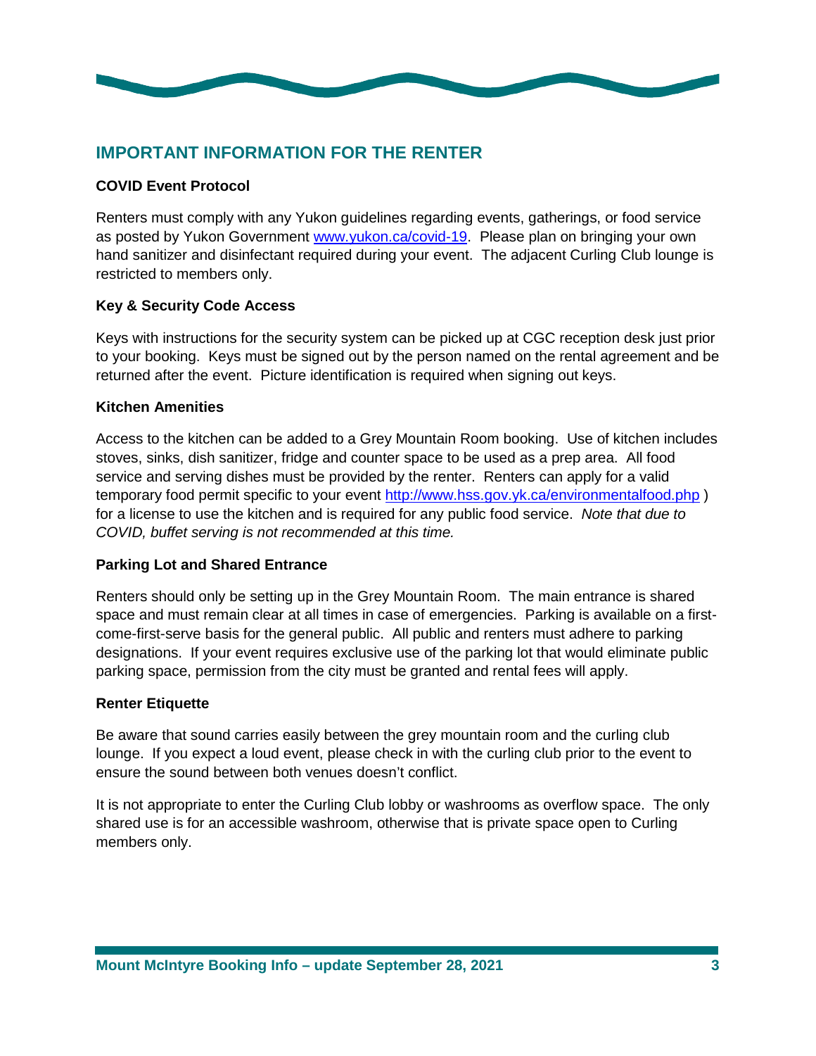## IMPORTANT INFORMATION FOR THE RENTER

### COVID Event Protocol

Renters must comply with any Yukon guidelines regarding events, gatherings, or food service as posted by Yukon Government [www.yukon.ca/covid-19](http://www.yukon.ca/covid-19). Please plan on bringing your own hand sanitizer and disinfectant required during your event. The adjacent Curling Club lounge is restricted to members only.

### Key & Security Code Access

Keys with instructions for the security system can be picked up at CGC reception desk just prior to your booking. Keys must be signed out by the person named on the rental agreement and be returned after the event. Picture identification is required when signing out keys.

### Kitchen Amenities

Access to the kitchen can be added to a Grey Mountain Room booking. Use of kitchen includes stoves, sinks, dish sanitizer, fridge and counter space to be used as a prep area. All food service and serving dishes must be provided by the renter. Renters can apply for a valid temporary food permit specific to your event [http://www.hss.gov.yk.ca/environmentalfood.php](http://www.hss.gov.yk.ca/environmentalfood.php) ) for a license to use the kitchen and is required for any public food service. *Note that due to COVID, buffet serving is not recommended at this time.*

### Parking Lot and Shared Entrance

Renters should only be setting up in the Grey Mountain Room. The main entrance is shared space and must remain clear at all times in case of emergencies. Parking is available on a first-come-first-serve basis for the general public. All public and renters must adhere to parking designations. If your event requires exclusive use of the parking lot that would eliminate public parking space, permission from the city must be granted and rental fees will apply.

### Renter Etiquette

Be aware that sound carries easily between the grey mountain room and the curling club lounge. If you expect a loud event, please check in with the curling club prior to the event to ensure the sound between both venues doesn't conflict.

It is not appropriate to enter the Curling Club lobby or washrooms as overflow space. The only shared use is for an accessible washroom, otherwise that is private space open to Curling members only.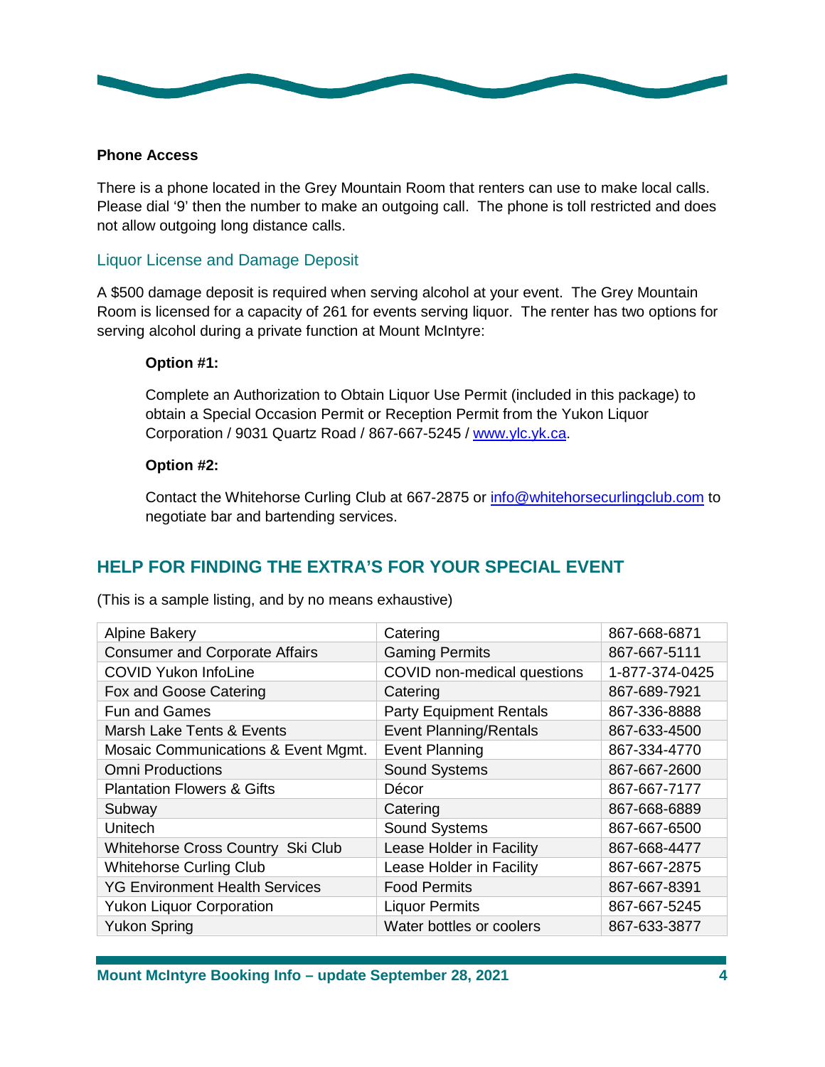**Phone Access**

There is a phone located in the Grey Mountain Room that renters can use to make local calls. Please dial '9' then the number to make an outgoing call. The phone is toll restricted and does not allow outgoing long distance calls.

### Liquor License and Damage Deposit

A $500 damage deposit is required when serving alcohol at your event. The Grey Mountain Room is licensed for a capacity of 261 for events serving liquor. The renter has two options for serving alcohol during a private function at Mount McIntyre:

**Option #1:**

Complete an Authorization to Obtain Liquor Use Permit (included in this package) to obtain a Special Occasion Permit or Reception Permit from the Yukon Liquor Corporation / 9031 Quartz Road / 867-667-5245 / www.ylc.yk.ca.

**Option #2:**

Contact the Whitehorse Curling Club at 667-2875 or info@whitehorsecurlingclub.com to negotiate bar and bartending services.

## HELP FOR FINDING THE EXTRA'S FOR YOUR SPECIAL EVENT

(This is a sample listing, and by no means exhaustive)

| | | |
|---|---|---|
| Alpine Bakery | Catering | 867-668-6871 |
| Consumer and Corporate Affairs | Gaming Permits | 867-667-5111 |
| COVID Yukon InfoLine | COVID non-medical questions | 1-877-374-0425 |
| Fox and Goose Catering | Catering | 867-689-7921 |
| Fun and Games | Party Equipment Rentals | 867-336-8888 |
| Marsh Lake Tents & Events | Event Planning/Rentals | 867-633-4500 |
| Mosaic Communications & Event Mgmt. | Event Planning | 867-334-4770 |
| Omni Productions | Sound Systems | 867-667-2600 |
| Plantation Flowers & Gifts | Décor | 867-667-7177 |
| Subway | Catering | 867-668-6889 |
| Unitech | Sound Systems | 867-667-6500 |
| Whitehorse Cross Country Ski Club | Lease Holder in Facility | 867-668-4477 |
| Whitehorse Curling Club | Lease Holder in Facility | 867-667-2875 |
| YG Environment Health Services | Food Permits | 867-667-8391 |
| Yukon Liquor Corporation | Liquor Permits | 867-667-5245 |
| Yukon Spring | Water bottles or coolers | 867-633-3877 |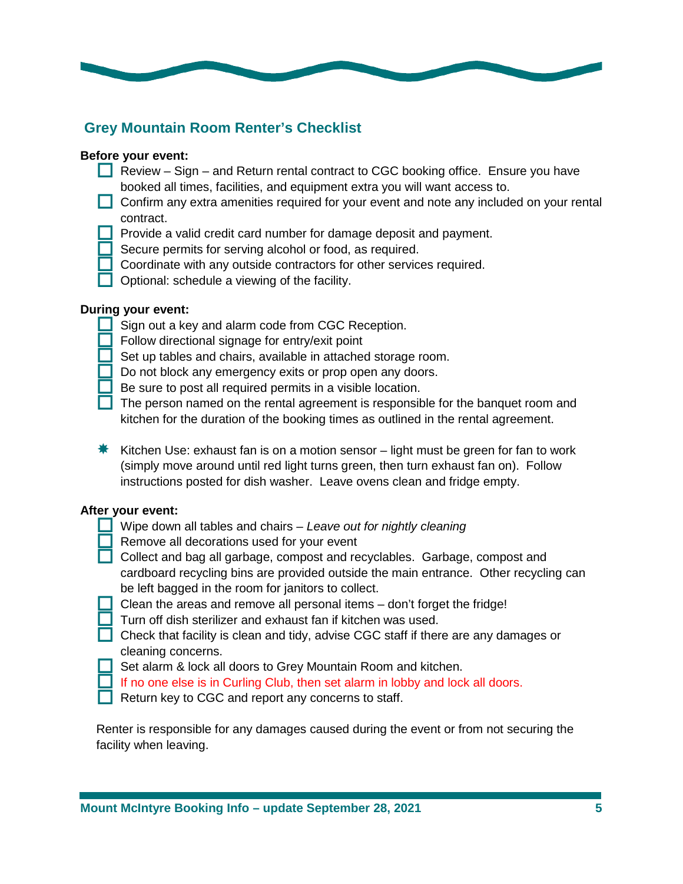## Grey Mountain Room Renter's Checklist

**Before your event:**

- ☐ Review – Sign – and Return rental contract to CGC booking office. Ensure you have booked all times, facilities, and equipment extra you will want access to.
- ☐ Confirm any extra amenities required for your event and note any included on your rental contract.
- ☐ Provide a valid credit card number for damage deposit and payment.
- ☐ Secure permits for serving alcohol or food, as required.
- ☐ Coordinate with any outside contractors for other services required.
- ☐ Optional: schedule a viewing of the facility.

**During your event:**

- ☐ Sign out a key and alarm code from CGC Reception.
- ☐ Follow directional signage for entry/exit point
- ☐ Set up tables and chairs, available in attached storage room.
- ☐ Do not block any emergency exits or prop open any doors.
- ☐ Be sure to post all required permits in a visible location.
- ☐ The person named on the rental agreement is responsible for the banquet room and kitchen for the duration of the booking times as outlined in the rental agreement.

- ✸ Kitchen Use: exhaust fan is on a motion sensor – light must be green for fan to work (simply move around until red light turns green, then turn exhaust fan on). Follow instructions posted for dish washer. Leave ovens clean and fridge empty.

**After your event:**

- ☐ Wipe down all tables and chairs – *Leave out for nightly cleaning*
- ☐ Remove all decorations used for your event
- ☐ Collect and bag all garbage, compost and recyclables. Garbage, compost and cardboard recycling bins are provided outside the main entrance. Other recycling can be left bagged in the room for janitors to collect.
- ☐ Clean the areas and remove all personal items – don't forget the fridge!
- ☐ Turn off dish sterilizer and exhaust fan if kitchen was used.
- ☐ Check that facility is clean and tidy, advise CGC staff if there are any damages or cleaning concerns.
- ☐ Set alarm & lock all doors to Grey Mountain Room and kitchen.
- ☐ If no one else is in Curling Club, then set alarm in lobby and lock all doors.
- ☐ Return key to CGC and report any concerns to staff.

Renter is responsible for any damages caused during the event or from not securing the facility when leaving.